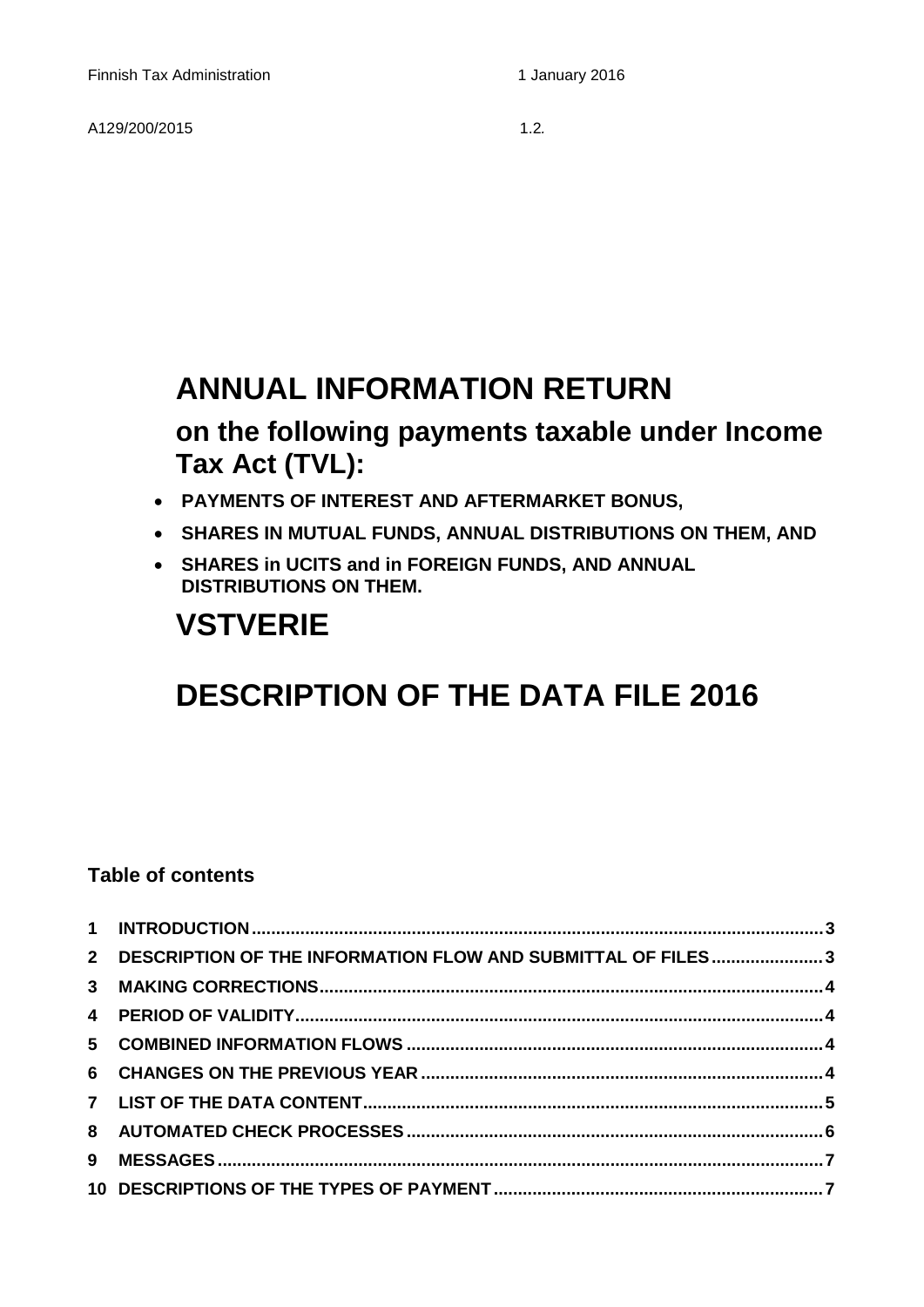Finnish Tax Administration 1 January 2016

A129/200/2015 1.2.

# ANNUAL INFORMATION RETURN

## on the following payments taxable under Income Tax Act (TVL):

- **PAYMENTS OF INTEREST AND AFTERMARKET BONUS,**
- **SHARES IN MUTUAL FUNDS, ANNUAL DISTRIBUTIONS ON THEM, AND**
- **SHARES in UCITS and in FOREIGN FUNDS, AND ANNUAL DISTRIBUTIONS ON THEM.**

# VSTVERIE

# DESCRIPTION OF THE DATA FILE 2016

### Table of contents

1 INTRODUCTION ........ 3
2 DESCRIPTION OF THE INFORMATION FLOW AND SUBMITTAL OF FILES ........ 3
3 MAKING CORRECTIONS ........ 4
4 PERIOD OF VALIDITY ........ 4
5 COMBINED INFORMATION FLOWS ........ 4
6 CHANGES ON THE PREVIOUS YEAR ........ 4
7 LIST OF THE DATA CONTENT ........ 5
8 AUTOMATED CHECK PROCESSES ........ 6
9 MESSAGES ........ 7
10 DESCRIPTIONS OF THE TYPES OF PAYMENT ........ 7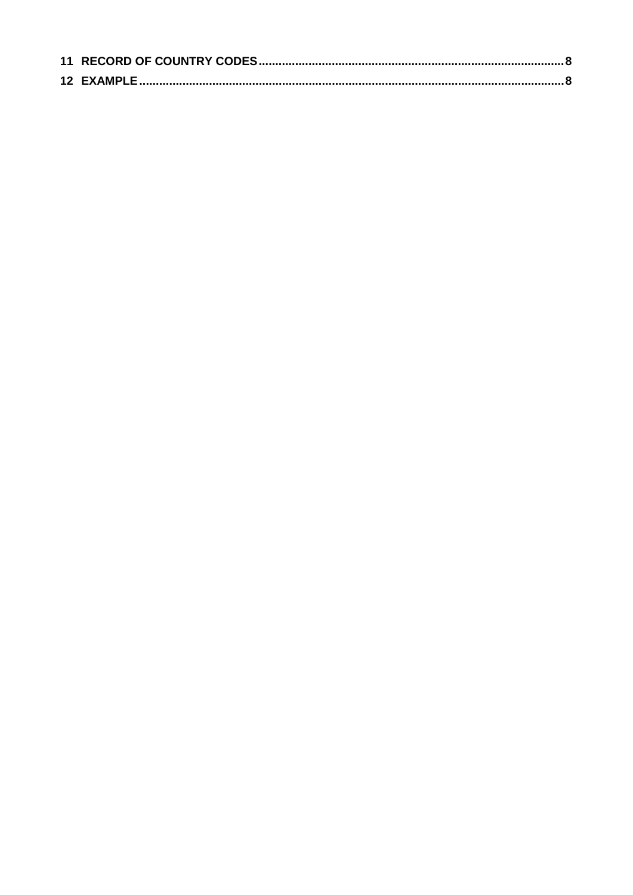**11 RECORD OF COUNTRY CODES ........................................................................................... 8**

**12 EXAMPLE ............................................................................................................................ 8**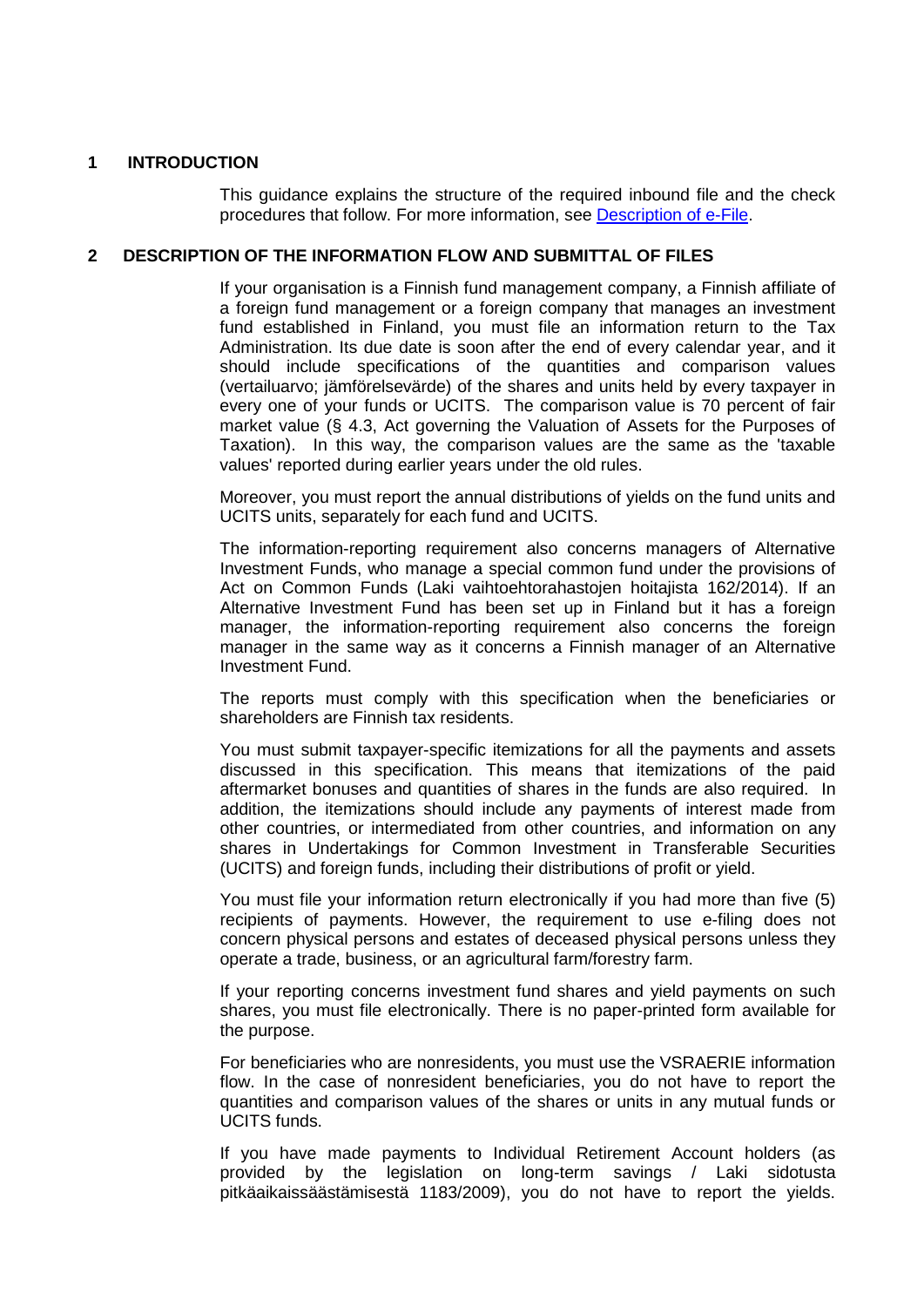## 1 INTRODUCTION

This guidance explains the structure of the required inbound file and the check procedures that follow. For more information, see [Description of e-File](#).

## 2 DESCRIPTION OF THE INFORMATION FLOW AND SUBMITTAL OF FILES

If your organisation is a Finnish fund management company, a Finnish affiliate of a foreign fund management or a foreign company that manages an investment fund established in Finland, you must file an information return to the Tax Administration. Its due date is soon after the end of every calendar year, and it should include specifications of the quantities and comparison values (vertailuarvo; jämförelsevärde) of the shares and units held by every taxpayer in every one of your funds or UCITS. The comparison value is 70 percent of fair market value (§ 4.3, Act governing the Valuation of Assets for the Purposes of Taxation). In this way, the comparison values are the same as the 'taxable values' reported during earlier years under the old rules.

Moreover, you must report the annual distributions of yields on the fund units and UCITS units, separately for each fund and UCITS.

The information-reporting requirement also concerns managers of Alternative Investment Funds, who manage a special common fund under the provisions of Act on Common Funds (Laki vaihtoehtorahastojen hoitajista 162/2014). If an Alternative Investment Fund has been set up in Finland but it has a foreign manager, the information-reporting requirement also concerns the foreign manager in the same way as it concerns a Finnish manager of an Alternative Investment Fund.

The reports must comply with this specification when the beneficiaries or shareholders are Finnish tax residents.

You must submit taxpayer-specific itemizations for all the payments and assets discussed in this specification. This means that itemizations of the paid aftermarket bonuses and quantities of shares in the funds are also required. In addition, the itemizations should include any payments of interest made from other countries, or intermediated from other countries, and information on any shares in Undertakings for Common Investment in Transferable Securities (UCITS) and foreign funds, including their distributions of profit or yield.

You must file your information return electronically if you had more than five (5) recipients of payments. However, the requirement to use e-filing does not concern physical persons and estates of deceased physical persons unless they operate a trade, business, or an agricultural farm/forestry farm.

If your reporting concerns investment fund shares and yield payments on such shares, you must file electronically. There is no paper-printed form available for the purpose.

For beneficiaries who are nonresidents, you must use the VSRAERIE information flow. In the case of nonresident beneficiaries, you do not have to report the quantities and comparison values of the shares or units in any mutual funds or UCITS funds.

If you have made payments to Individual Retirement Account holders (as provided by the legislation on long-term savings / Laki sidotusta pitkäaikaissäästämisestä 1183/2009), you do not have to report the yields.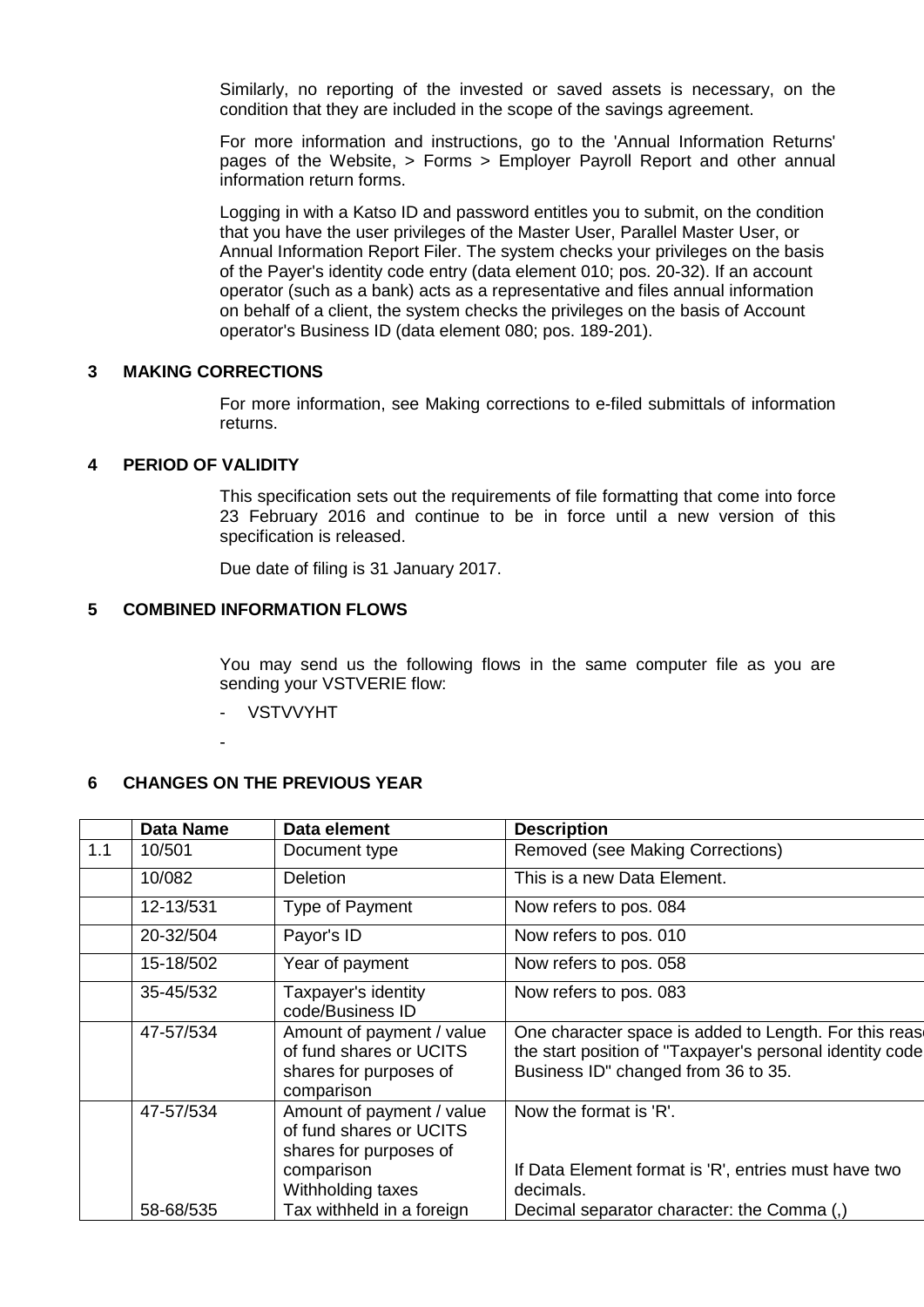Similarly, no reporting of the invested or saved assets is necessary, on the condition that they are included in the scope of the savings agreement.

For more information and instructions, go to the 'Annual Information Returns' pages of the Website, > Forms > Employer Payroll Report and other annual information return forms.

Logging in with a Katso ID and password entitles you to submit, on the condition that you have the user privileges of the Master User, Parallel Master User, or Annual Information Report Filer. The system checks your privileges on the basis of the Payer's identity code entry (data element 010; pos. 20-32). If an account operator (such as a bank) acts as a representative and files annual information on behalf of a client, the system checks the privileges on the basis of Account operator's Business ID (data element 080; pos. 189-201).

## 3 MAKING CORRECTIONS

For more information, see Making corrections to e-filed submittals of information returns.

## 4 PERIOD OF VALIDITY

This specification sets out the requirements of file formatting that come into force 23 February 2016 and continue to be in force until a new version of this specification is released.

Due date of filing is 31 January 2017.

## 5 COMBINED INFORMATION FLOWS

You may send us the following flows in the same computer file as you are sending your VSTVERIE flow:

- VSTVVYHT
- 

## 6 CHANGES ON THE PREVIOUS YEAR

| | Data Name | Data element | Description |
|---|---|---|---|
| 1.1 | 10/501 | Document type | Removed (see Making Corrections) |
| | 10/082 | Deletion | This is a new Data Element. |
| | 12-13/531 | Type of Payment | Now refers to pos. 084 |
| | 20-32/504 | Payor's ID | Now refers to pos. 010 |
| | 15-18/502 | Year of payment | Now refers to pos. 058 |
| | 35-45/532 | Taxpayer's identity code/Business ID | Now refers to pos. 083 |
| | 47-57/534 | Amount of payment / value of fund shares or UCITS shares for purposes of comparison | One character space is added to Length. For this reas the start position of "Taxpayer's personal identity code Business ID" changed from 36 to 35. |
| | 47-57/534<br><br>58-68/535 | Amount of payment / value of fund shares or UCITS shares for purposes of comparison<br>Withholding taxes<br>Tax withheld in a foreign | Now the format is 'R'.<br><br>If Data Element format is 'R', entries must have two decimals.<br>Decimal separator character: the Comma (,) |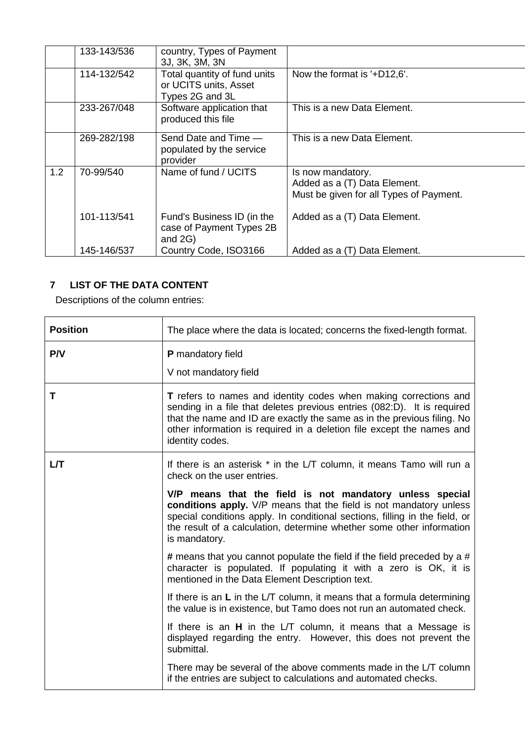|  | 133-143/536 | country, Types of Payment 3J, 3K, 3M, 3N |  |
|---|---|---|---|
|  | 114-132/542 | Total quantity of fund units or UCITS units, Asset Types 2G and 3L | Now the format is '+D12,6'. |
|  | 233-267/048 | Software application that produced this file | This is a new Data Element. |
|  | 269-282/198 | Send Date and Time — populated by the service provider | This is a new Data Element. |
| 1.2 | 70-99/540 | Name of fund / UCITS | Is now mandatory.<br>Added as a (T) Data Element.<br>Must be given for all Types of Payment. |
|  | 101-113/541 | Fund's Business ID (in the case of Payment Types 2B and 2G) | Added as a (T) Data Element. |
|  | 145-146/537 | Country Code, ISO3166 | Added as a (T) Data Element. |

## 7 LIST OF THE DATA CONTENT

Descriptions of the column entries:

| **Position** | The place where the data is located; concerns the fixed-length format. |
|---|---|
| **P/V** | **P** mandatory field<br>V not mandatory field |
| **T** | **T** refers to names and identity codes when making corrections and sending in a file that deletes previous entries (082:D). It is required that the name and ID are exactly the same as in the previous filing. No other information is required in a deletion file except the names and identity codes. |
| **L/T** | If there is an asterisk * in the L/T column, it means Tamo will run a check on the user entries.<br>**V/P means that the field is not mandatory unless special conditions apply.** V/P means that the field is not mandatory unless special conditions apply. In conditional sections, filling in the field, or the result of a calculation, determine whether some other information is mandatory.<br>**#** means that you cannot populate the field if the field preceded by a # character is populated. If populating it with a zero is OK, it is mentioned in the Data Element Description text.<br>If there is an **L** in the L/T column, it means that a formula determining the value is in existence, but Tamo does not run an automated check.<br>If there is an **H** in the L/T column, it means that a Message is displayed regarding the entry. However, this does not prevent the submittal.<br>There may be several of the above comments made in the L/T column if the entries are subject to calculations and automated checks. |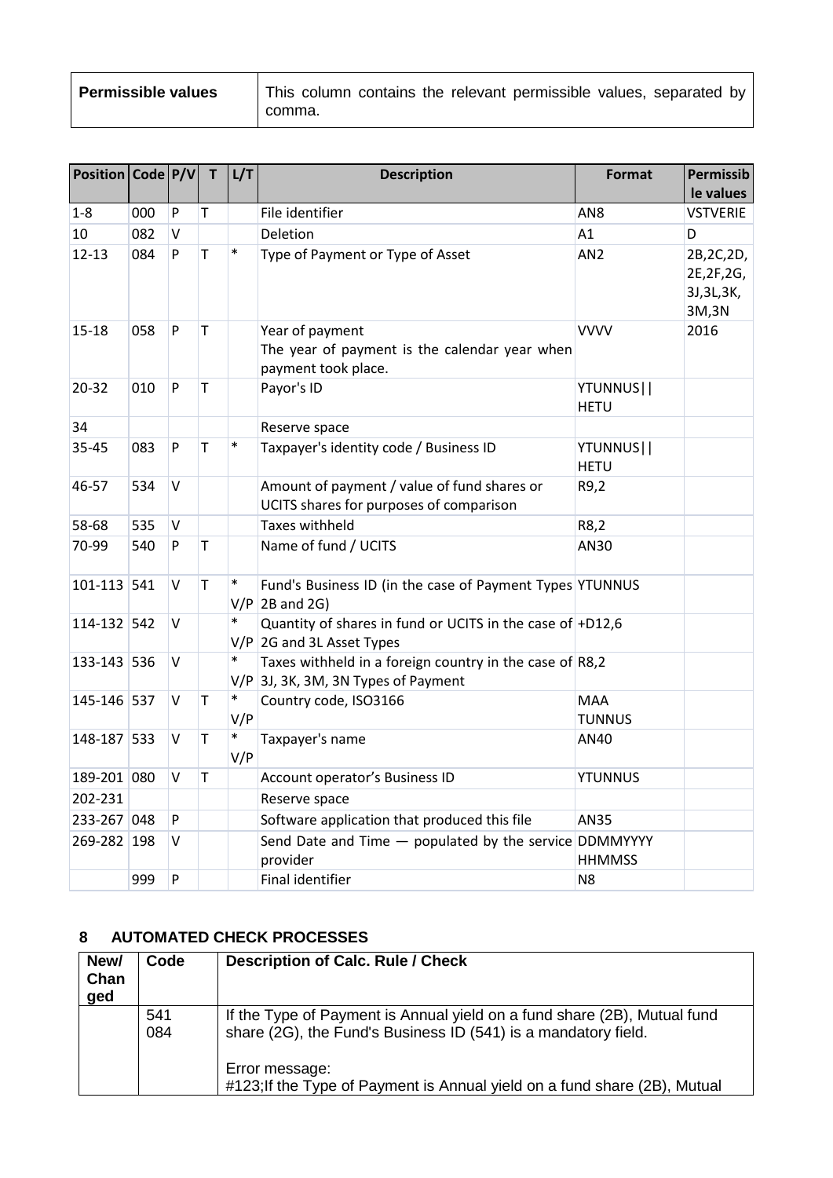| Permissible values | This column contains the relevant permissible values, separated by comma. |
|---|---|

| Position | Code | P/V | T | L/T | Description | Format | Permissible values |
|---|---|---|---|---|---|---|---|
| 1-8 | 000 | P | T | | File identifier | AN8 | VSTVERIE |
| 10 | 082 | V | | | Deletion | A1 | D |
| 12-13 | 084 | P | T | * | Type of Payment or Type of Asset | AN2 | 2B,2C,2D, 2E,2F,2G, 3J,3L,3K, 3M,3N |
| 15-18 | 058 | P | T | | Year of payment<br>The year of payment is the calendar year when payment took place. | VVVV | 2016 |
| 20-32 | 010 | P | T | | Payor's ID | YTUNNUS\|\| HETU | |
| 34 | | | | | Reserve space | | |
| 35-45 | 083 | P | T | * | Taxpayer's identity code / Business ID | YTUNNUS\|\| HETU | |
| 46-57 | 534 | V | | | Amount of payment / value of fund shares or UCITS shares for purposes of comparison | R9,2 | |
| 58-68 | 535 | V | | | Taxes withheld | R8,2 | |
| 70-99 | 540 | P | T | | Name of fund / UCITS | AN30 | |
| 101-113 | 541 | V | T | * V/P | Fund's Business ID (in the case of Payment Types 2B and 2G) | YTUNNUS | |
| 114-132 | 542 | V | | * V/P | Quantity of shares in fund or UCITS in the case of 2G and 3L Asset Types | +D12,6 | |
| 133-143 | 536 | V | | * V/P | Taxes withheld in a foreign country in the case of 3J, 3K, 3M, 3N Types of Payment | R8,2 | |
| 145-146 | 537 | V | T | * V/P | Country code, ISO3166 | MAA TUNNUS | |
| 148-187 | 533 | V | T | * V/P | Taxpayer's name | AN40 | |
| 189-201 | 080 | V | T | | Account operator's Business ID | YTUNNUS | |
| 202-231 | | | | | Reserve space | | |
| 233-267 | 048 | P | | | Software application that produced this file | AN35 | |
| 269-282 | 198 | V | | | Send Date and Time — populated by the service provider | DDMMYYYY HHMMSS | |
| | 999 | P | | | Final identifier | N8 | |

## 8 AUTOMATED CHECK PROCESSES

| New/ Changed | Code | Description of Calc. Rule / Check |
|---|---|---|
| | 541<br>084 | If the Type of Payment is Annual yield on a fund share (2B), Mutual fund share (2G), the Fund's Business ID (541) is a mandatory field.<br><br>Error message:<br>#123;If the Type of Payment is Annual yield on a fund share (2B), Mutual |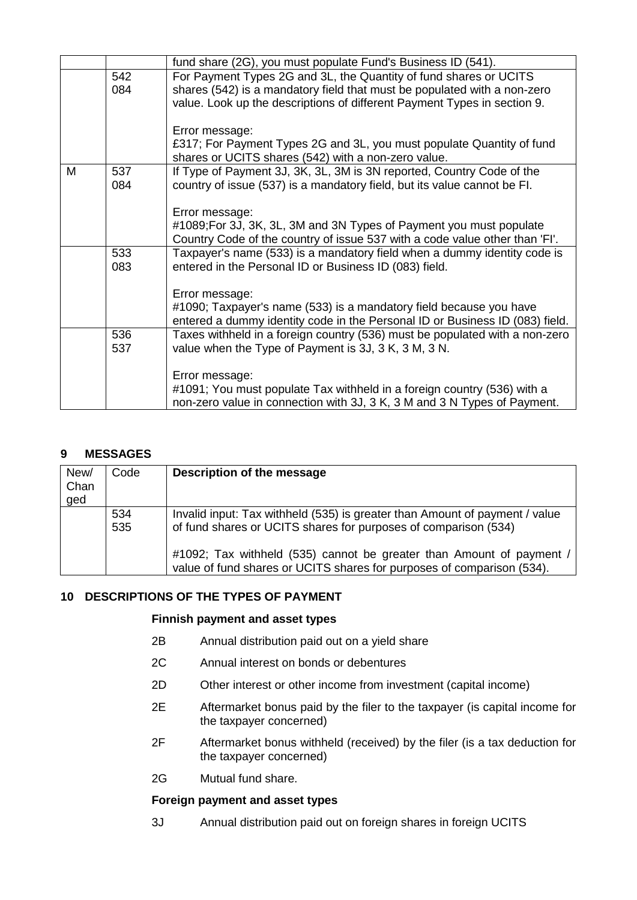| | | |
|---|---|---|
| | | fund share (2G), you must populate Fund's Business ID (541). |
| | 542<br>084 | For Payment Types 2G and 3L, the Quantity of fund shares or UCITS shares (542) is a mandatory field that must be populated with a non-zero value. Look up the descriptions of different Payment Types in section 9.<br><br>Error message:<br>£317; For Payment Types 2G and 3L, you must populate Quantity of fund shares or UCITS shares (542) with a non-zero value. |
| M | 537<br>084 | If Type of Payment 3J, 3K, 3L, 3M is 3N reported, Country Code of the country of issue (537) is a mandatory field, but its value cannot be FI.<br><br>Error message:<br>#1089;For 3J, 3K, 3L, 3M and 3N Types of Payment you must populate Country Code of the country of issue 537 with a code value other than 'FI'. |
| | 533<br>083 | Taxpayer's name (533) is a mandatory field when a dummy identity code is entered in the Personal ID or Business ID (083) field.<br><br>Error message:<br>#1090; Taxpayer's name (533) is a mandatory field because you have entered a dummy identity code in the Personal ID or Business ID (083) field. |
| | 536<br>537 | Taxes withheld in a foreign country (536) must be populated with a non-zero value when the Type of Payment is 3J, 3 K, 3 M, 3 N.<br><br>Error message:<br>#1091; You must populate Tax withheld in a foreign country (536) with a non-zero value in connection with 3J, 3 K, 3 M and 3 N Types of Payment. |

## 9 MESSAGES

| New/ Changed | Code | Description of the message |
|---|---|---|
| | 534<br>535 | Invalid input: Tax withheld (535) is greater than Amount of payment / value of fund shares or UCITS shares for purposes of comparison (534)<br><br>#1092; Tax withheld (535) cannot be greater than Amount of payment / value of fund shares or UCITS shares for purposes of comparison (534). |

## 10 DESCRIPTIONS OF THE TYPES OF PAYMENT

**Finnish payment and asset types**

- 2B Annual distribution paid out on a yield share
- 2C Annual interest on bonds or debentures
- 2D Other interest or other income from investment (capital income)
- 2E Aftermarket bonus paid by the filer to the taxpayer (is capital income for the taxpayer concerned)
- 2F Aftermarket bonus withheld (received) by the filer (is a tax deduction for the taxpayer concerned)
- 2G Mutual fund share.

**Foreign payment and asset types**

- 3J Annual distribution paid out on foreign shares in foreign UCITS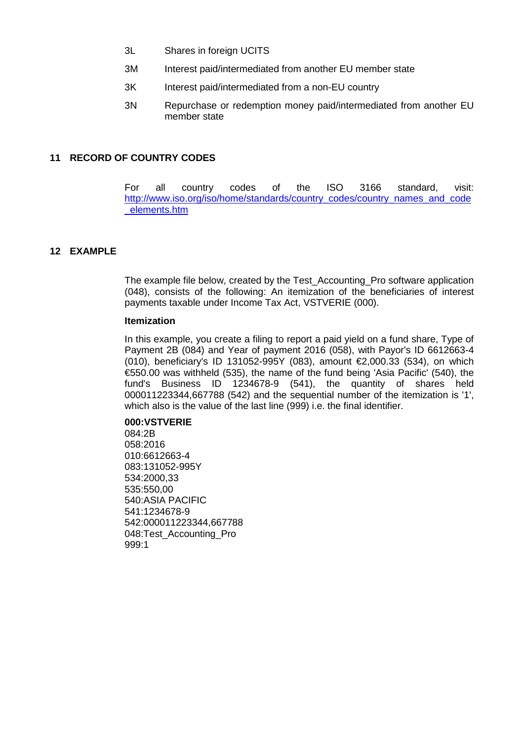| | |
|---|---|
| 3L | Shares in foreign UCITS |
| 3M | Interest paid/intermediated from another EU member state |
| 3K | Interest paid/intermediated from a non-EU country |
| 3N | Repurchase or redemption money paid/intermediated from another EU member state |

## 11 RECORD OF COUNTRY CODES

For all country codes of the ISO 3166 standard, visit: http://www.iso.org/iso/home/standards/country_codes/country_names_and_code_elements.htm

## 12 EXAMPLE

The example file below, created by the Test_Accounting_Pro software application (048), consists of the following: An itemization of the beneficiaries of interest payments taxable under Income Tax Act, VSTVERIE (000).

**Itemization**

In this example, you create a filing to report a paid yield on a fund share, Type of Payment 2B (084) and Year of payment 2016 (058), with Payor's ID 6612663-4 (010), beneficiary's ID 131052-995Y (083), amount €2,000.33 (534), on which €550.00 was withheld (535), the name of the fund being 'Asia Pacific' (540), the fund's Business ID 1234678-9 (541), the quantity of shares held 000011223344,667788 (542) and the sequential number of the itemization is '1', which also is the value of the last line (999) i.e. the final identifier.

**000:VSTVERIE**
084:2B
058:2016
010:6612663-4
083:131052-995Y
534:2000,33
535:550,00
540:ASIA PACIFIC
541:1234678-9
542:000011223344,667788
048:Test_Accounting_Pro
999:1